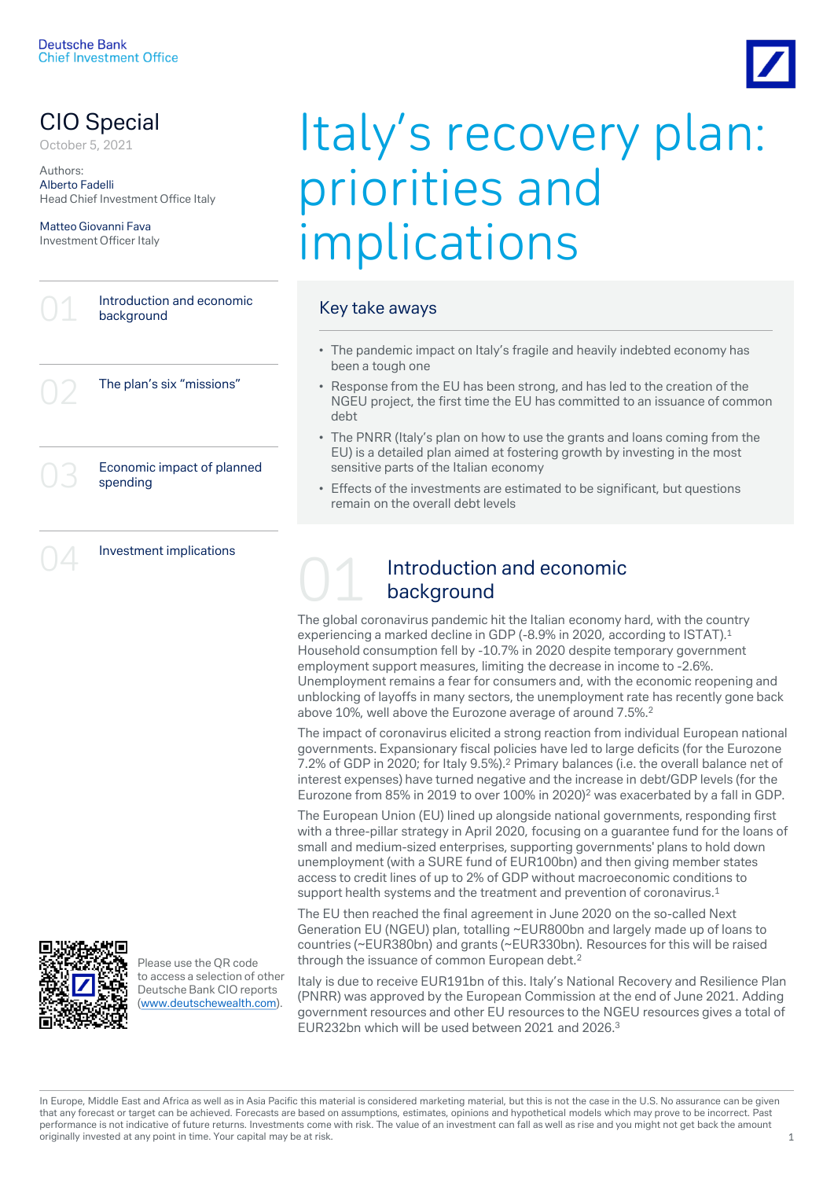Deutsche Bank
Chief Investment Office

# CIO Special

October 5, 2021

Authors:
Alberto Fadelli
Head Chief Investment Office Italy

Matteo Giovanni Fava
Investment Officer Italy

01 Introduction and economic background

02 The plan's six "missions"

03 Economic impact of planned spending

04 Investment implications

# Italy's recovery plan: priorities and implications

## Key take aways

- The pandemic impact on Italy's fragile and heavily indebted economy has been a tough one
- Response from the EU has been strong, and has led to the creation of the NGEU project, the first time the EU has committed to an issuance of common debt
- The PNRR (Italy's plan on how to use the grants and loans coming from the EU) is a detailed plan aimed at fostering growth by investing in the most sensitive parts of the Italian economy
- Effects of the investments are estimated to be significant, but questions remain on the overall debt levels

## 01 Introduction and economic background

The global coronavirus pandemic hit the Italian economy hard, with the country experiencing a marked decline in GDP (-8.9% in 2020, according to ISTAT).[1] Household consumption fell by -10.7% in 2020 despite temporary government employment support measures, limiting the decrease in income to -2.6%. Unemployment remains a fear for consumers and, with the economic reopening and unblocking of layoffs in many sectors, the unemployment rate has recently gone back above 10%, well above the Eurozone average of around 7.5%.[2]

The impact of coronavirus elicited a strong reaction from individual European national governments. Expansionary fiscal policies have led to large deficits (for the Eurozone 7.2% of GDP in 2020; for Italy 9.5%).[2] Primary balances (i.e. the overall balance net of interest expenses) have turned negative and the increase in debt/GDP levels (for the Eurozone from 85% in 2019 to over 100% in 2020)[2] was exacerbated by a fall in GDP.

The European Union (EU) lined up alongside national governments, responding first with a three-pillar strategy in April 2020, focusing on a guarantee fund for the loans of small and medium-sized enterprises, supporting governments' plans to hold down unemployment (with a SURE fund of EUR100bn) and then giving member states access to credit lines of up to 2% of GDP without macroeconomic conditions to support health systems and the treatment and prevention of coronavirus.[1]

The EU then reached the final agreement in June 2020 on the so-called Next Generation EU (NGEU) plan, totalling ~EUR800bn and largely made up of loans to countries (~EUR380bn) and grants (~EUR330bn). Resources for this will be raised through the issuance of common European debt.[2]

Italy is due to receive EUR191bn of this. Italy's National Recovery and Resilience Plan (PNRR) was approved by the European Commission at the end of June 2021. Adding government resources and other EU resources to the NGEU resources gives a total of EUR232bn which will be used between 2021 and 2026.[3]

Please use the QR code to access a selection of other Deutsche Bank CIO reports (www.deutschewealth.com).

In Europe, Middle East and Africa as well as in Asia Pacific this material is considered marketing material, but this is not the case in the U.S. No assurance can be given that any forecast or target can be achieved. Forecasts are based on assumptions, estimates, opinions and hypothetical models which may prove to be incorrect. Past performance is not indicative of future returns. Investments come with risk. The value of an investment can fall as well as rise and you might not get back the amount originally invested at any point in time. Your capital may be at risk.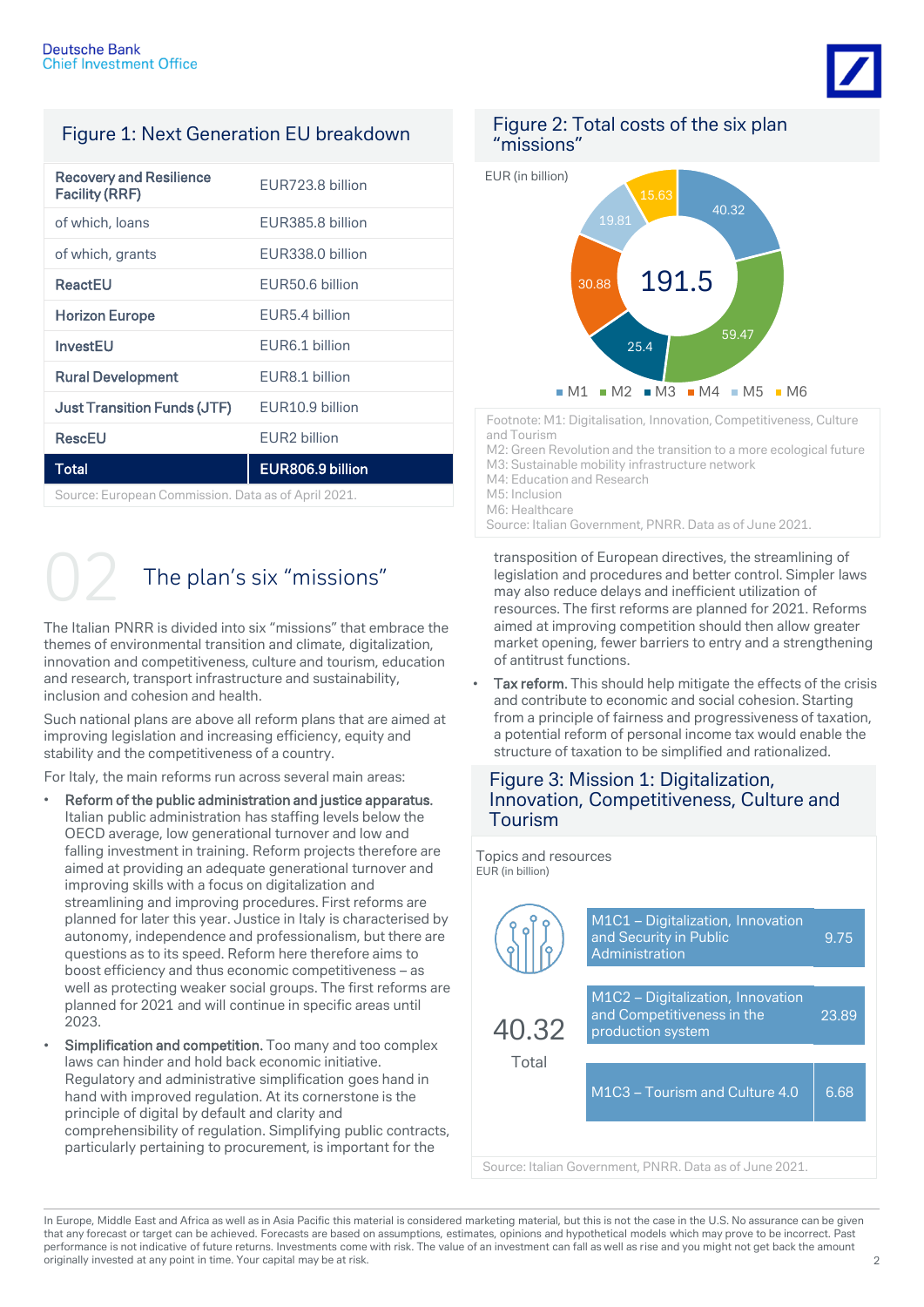## Figure 1: Next Generation EU breakdown

| | |
|---|---|
| **Recovery and Resilience Facility (RRF)** | EUR723.8 billion |
| of which, loans | EUR385.8 billion |
| of which, grants | EUR338.0 billion |
| **ReactEU** | EUR50.6 billion |
| **Horizon Europe** | EUR5.4 billion |
| **InvestEU** | EUR6.1 billion |
| **Rural Development** | EUR8.1 billion |
| **Just Transition Funds (JTF)** | EUR10.9 billion |
| **RescEU** | EUR2 billion |
| **Total** | **EUR806.9 billion** |

Source: European Commission. Data as of April 2021.

## Figure 2: Total costs of the six plan "missions"

EUR (in billion)

| Mission | EUR (in billion) |
|---|---|
| M1 | 40.32 |
| M2 | 59.47 |
| M3 | 25.4 |
| M4 | 30.88 |
| M5 | 19.81 |
| M6 | 15.63 |
| Total | 191.5 |

Footnote: M1: Digitalisation, Innovation, Competitiveness, Culture and Tourism
M2: Green Revolution and the transition to a more ecological future
M3: Sustainable mobility infrastructure network
M4: Education and Research
M5: Inclusion
M6: Healthcare
Source: Italian Government, PNRR. Data as of June 2021.

## 02 The plan's six "missions"

The Italian PNRR is divided into six "missions" that embrace the themes of environmental transition and climate, digitalization, innovation and competitiveness, culture and tourism, education and research, transport infrastructure and sustainability, inclusion and cohesion and health.

Such national plans are above all reform plans that are aimed at improving legislation and increasing efficiency, equity and stability and the competitiveness of a country.

For Italy, the main reforms run across several main areas:

- **Reform of the public administration and justice apparatus.** Italian public administration has staffing levels below the OECD average, low generational turnover and low and falling investment in training. Reform projects therefore are aimed at providing an adequate generational turnover and improving skills with a focus on digitalization and streamlining and improving procedures. First reforms are planned for later this year. Justice in Italy is characterised by autonomy, independence and professionalism, but there are questions as to its speed. Reform here therefore aims to boost efficiency and thus economic competitiveness – as well as protecting weaker social groups. The first reforms are planned for 2021 and will continue in specific areas until 2023.
- **Simplification and competition.** Too many and too complex laws can hinder and hold back economic initiative. Regulatory and administrative simplification goes hand in hand with improved regulation. At its cornerstone is the principle of digital by default and clarity and comprehensibility of regulation. Simplifying public contracts, particularly pertaining to procurement, is important for the transposition of European directives, the streamlining of legislation and procedures and better control. Simpler laws may also reduce delays and inefficient utilization of resources. The first reforms are planned for 2021. Reforms aimed at improving competition should then allow greater market opening, fewer barriers to entry and a strengthening of antitrust functions.
- **Tax reform.** This should help mitigate the effects of the crisis and contribute to economic and social cohesion. Starting from a principle of fairness and progressiveness of taxation, a potential reform of personal income tax would enable the structure of taxation to be simplified and rationalized.

## Figure 3: Mission 1: Digitalization, Innovation, Competitiveness, Culture and Tourism

Topics and resources
EUR (in billion)

| Topic | EUR (in billion) |
|---|---|
| M1C1 – Digitalization, Innovation and Security in Public Administration | 9.75 |
| M1C2 – Digitalization, Innovation and Competitiveness in the production system | 23.89 |
| M1C3 – Tourism and Culture 4.0 | 6.68 |
| Total | 40.32 |

Source: Italian Government, PNRR. Data as of June 2021.

In Europe, Middle East and Africa as well as in Asia Pacific this material is considered marketing material, but this is not the case in the U.S. No assurance can be given that any forecast or target can be achieved. Forecasts are based on assumptions, estimates, opinions and hypothetical models which may prove to be incorrect. Past performance is not indicative of future returns. Investments come with risk. The value of an investment can fall as well as rise and you might not get back the amount originally invested at any point in time. Your capital may be at risk.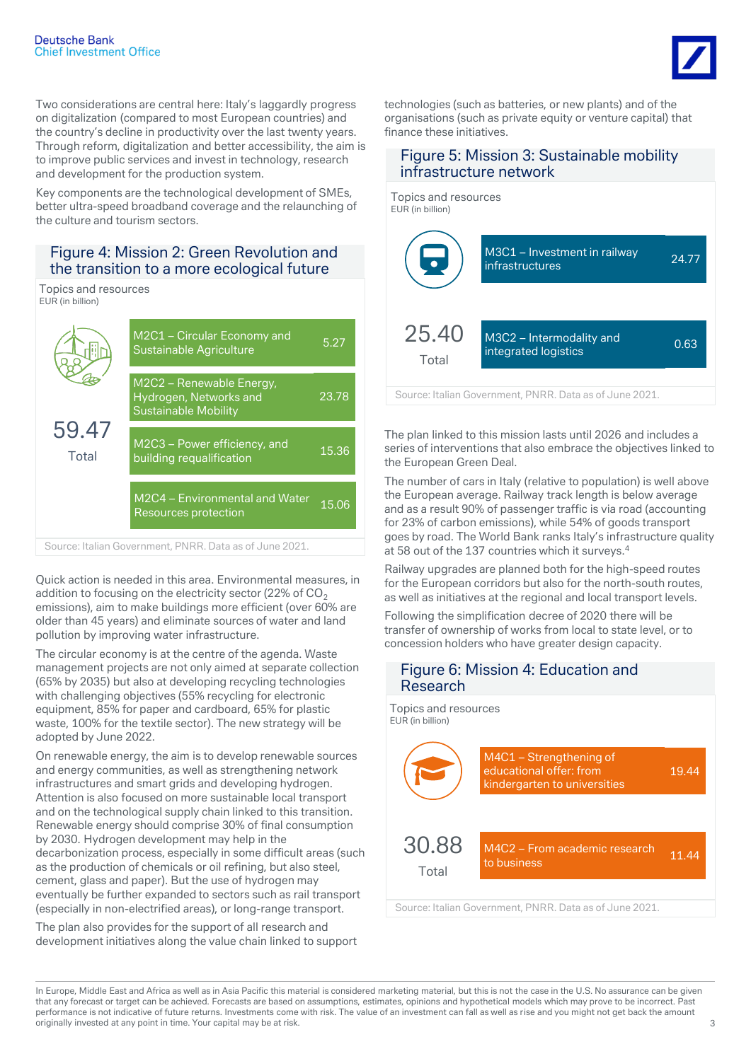Two considerations are central here: Italy's laggardly progress on digitalization (compared to most European countries) and the country's decline in productivity over the last twenty years. Through reform, digitalization and better accessibility, the aim is to improve public services and invest in technology, research and development for the production system.

Key components are the technological development of SMEs, better ultra-speed broadband coverage and the relaunching of the culture and tourism sectors.

## Figure 4: Mission 2: Green Revolution and the transition to a more ecological future

Topics and resources
EUR (in billion)

| Component | EUR (in billion) |
|---|---|
| M2C1 – Circular Economy and Sustainable Agriculture | 5.27 |
| M2C2 – Renewable Energy, Hydrogen, Networks and Sustainable Mobility | 23.78 |
| M2C3 – Power efficiency, and building requalification | 15.36 |
| M2C4 – Environmental and Water Resources protection | 15.06 |
| Total | 59.47 |

Source: Italian Government, PNRR. Data as of June 2021.

Quick action is needed in this area. Environmental measures, in addition to focusing on the electricity sector (22% of $CO_2$ emissions), aim to make buildings more efficient (over 60% are older than 45 years) and eliminate sources of water and land pollution by improving water infrastructure.

The circular economy is at the centre of the agenda. Waste management projects are not only aimed at separate collection (65% by 2035) but also at developing recycling technologies with challenging objectives (55% recycling for electronic equipment, 85% for paper and cardboard, 65% for plastic waste, 100% for the textile sector). The new strategy will be adopted by June 2022.

On renewable energy, the aim is to develop renewable sources and energy communities, as well as strengthening network infrastructures and smart grids and developing hydrogen. Attention is also focused on more sustainable local transport and on the technological supply chain linked to this transition. Renewable energy should comprise 30% of final consumption by 2030. Hydrogen development may help in the decarbonization process, especially in some difficult areas (such as the production of chemicals or oil refining, but also steel, cement, glass and paper). But the use of hydrogen may eventually be further expanded to sectors such as rail transport (especially in non-electrified areas), or long-range transport.

The plan also provides for the support of all research and development initiatives along the value chain linked to support technologies (such as batteries, or new plants) and of the organisations (such as private equity or venture capital) that finance these initiatives.

## Figure 5: Mission 3: Sustainable mobility infrastructure network

Topics and resources
EUR (in billion)

| Component | EUR (in billion) |
|---|---|
| M3C1 – Investment in railway infrastructures | 24.77 |
| M3C2 – Intermodality and integrated logistics | 0.63 |
| Total | 25.40 |

Source: Italian Government, PNRR. Data as of June 2021.

The plan linked to this mission lasts until 2026 and includes a series of interventions that also embrace the objectives linked to the European Green Deal.

The number of cars in Italy (relative to population) is well above the European average. Railway track length is below average and as a result 90% of passenger traffic is via road (accounting for 23% of carbon emissions), while 54% of goods transport goes by road. The World Bank ranks Italy's infrastructure quality at 58 out of the 137 countries which it surveys.[4]

Railway upgrades are planned both for the high-speed routes for the European corridors but also for the north-south routes, as well as initiatives at the regional and local transport levels.

Following the simplification decree of 2020 there will be transfer of ownership of works from local to state level, or to concession holders who have greater design capacity.

## Figure 6: Mission 4: Education and Research

Topics and resources
EUR (in billion)

| Component | EUR (in billion) |
|---|---|
| M4C1 – Strengthening of educational offer: from kindergarten to universities | 19.44 |
| M4C2 – From academic research to business | 11.44 |
| Total | 30.88 |

Source: Italian Government, PNRR. Data as of June 2021.

In Europe, Middle East and Africa as well as in Asia Pacific this material is considered marketing material, but this is not the case in the U.S. No assurance can be given that any forecast or target can be achieved. Forecasts are based on assumptions, estimates, opinions and hypothetical models which may prove to be incorrect. Past performance is not indicative of future returns. Investments come with risk. The value of an investment can fall as well as rise and you might not get back the amount originally invested at any point in time. Your capital may be at risk.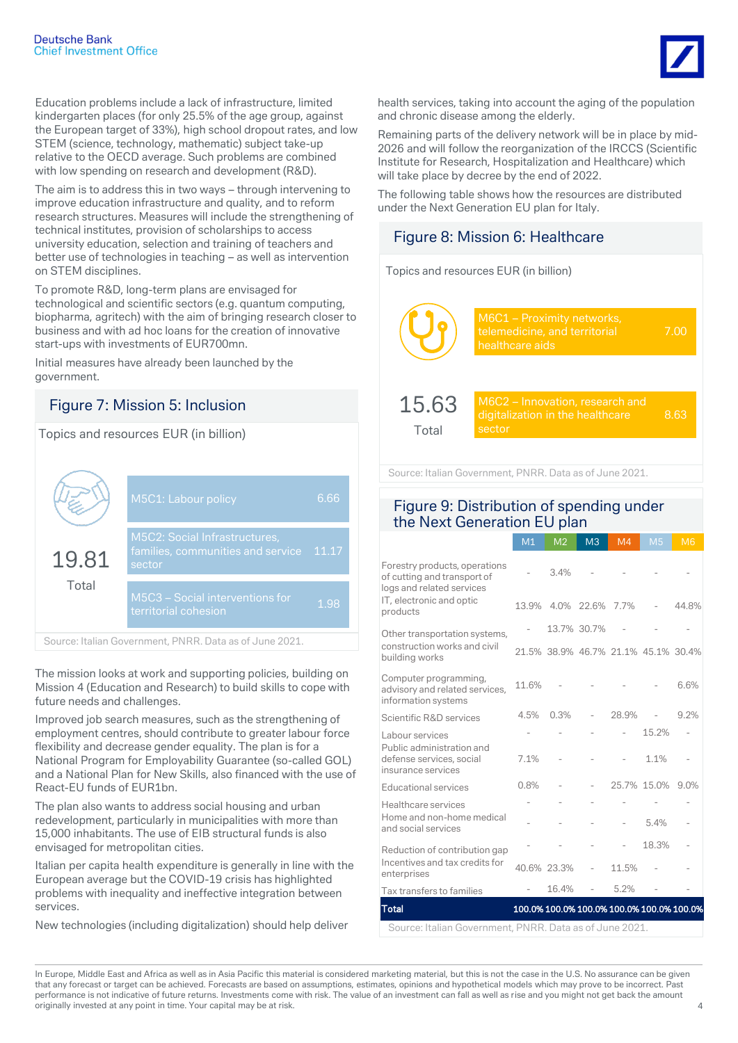Education problems include a lack of infrastructure, limited kindergarten places (for only 25.5% of the age group, against the European target of 33%), high school dropout rates, and low STEM (science, technology, mathematic) subject take-up relative to the OECD average. Such problems are combined with low spending on research and development (R&D).

The aim is to address this in two ways – through intervening to improve education infrastructure and quality, and to reform research structures. Measures will include the strengthening of technical institutes, provision of scholarships to access university education, selection and training of teachers and better use of technologies in teaching – as well as intervention on STEM disciplines.

To promote R&D, long-term plans are envisaged for technological and scientific sectors (e.g. quantum computing, biopharma, agritech) with the aim of bringing research closer to business and with ad hoc loans for the creation of innovative start-ups with investments of EUR700mn.

Initial measures have already been launched by the government.

## Figure 7: Mission 5: Inclusion

Topics and resources EUR (in billion)

| Topic | EUR bn |
|---|---|
| M5C1: Labour policy | 6.66 |
| M5C2: Social Infrastructures, families, communities and service sector | 11.17 |
| M5C3 – Social interventions for territorial cohesion | 1.98 |
| **Total** | **19.81** |

Source: Italian Government, PNRR. Data as of June 2021.

The mission looks at work and supporting policies, building on Mission 4 (Education and Research) to build skills to cope with future needs and challenges.

Improved job search measures, such as the strengthening of employment centres, should contribute to greater labour force flexibility and decrease gender equality. The plan is for a National Program for Employability Guarantee (so-called GOL) and a National Plan for New Skills, also financed with the use of React-EU funds of EUR1bn.

The plan also wants to address social housing and urban redevelopment, particularly in municipalities with more than 15,000 inhabitants. The use of EIB structural funds is also envisaged for metropolitan cities.

Italian per capita health expenditure is generally in line with the European average but the COVID-19 crisis has highlighted problems with inequality and ineffective integration between services.

New technologies (including digitalization) should help deliver health services, taking into account the aging of the population and chronic disease among the elderly.

Remaining parts of the delivery network will be in place by mid-2026 and will follow the reorganization of the IRCCS (Scientific Institute for Research, Hospitalization and Healthcare) which will take place by decree by the end of 2022.

The following table shows how the resources are distributed under the Next Generation EU plan for Italy.

## Figure 8: Mission 6: Healthcare

Topics and resources EUR (in billion)

| Topic | EUR bn |
|---|---|
| M6C1 – Proximity networks, telemedicine, and territorial healthcare aids | 7.00 |
| M6C2 – Innovation, research and digitalization in the healthcare sector | 8.63 |
| **Total** | **15.63** |

Source: Italian Government, PNRR. Data as of June 2021.

## Figure 9: Distribution of spending under the Next Generation EU plan

| | M1 | M2 | M3 | M4 | M5 | M6 |
|---|---|---|---|---|---|---|
| Forestry products, operations of cutting and transport of logs and related services | - | 3.4% | - | - | - | - |
| IT, electronic and optic products | 13.9% | 4.0% | 22.6% | 7.7% | - | 44.8% |
| Other transportation systems, | - | 13.7% | 30.7% | - | - | - |
| construction works and civil building works | 21.5% | 38.9% | 46.7% | 21.1% | 45.1% | 30.4% |
| Computer programming, advisory and related services, information systems | 11.6% | - | - | - | - | 6.6% |
| Scientific R&D services | 4.5% | 0.3% | - | 28.9% | - | 9.2% |
| Labour services | - | - | - | - | 15.2% | - |
| Public administration and defense services, social insurance services | 7.1% | - | - | - | 1.1% | - |
| Educational services | 0.8% | - | - | 25.7% | 15.0% | 9.0% |
| Healthcare services | - | - | - | - | - | - |
| Home and non-home medical and social services | - | - | - | - | 5.4% | - |
| Reduction of contribution gap | - | - | - | - | 18.3% | - |
| Incentives and tax credits for enterprises | 40.6% | 23.3% | - | 11.5% | - | - |
| Tax transfers to families | - | 16.4% | - | 5.2% | - | - |
| **Total** | **100.0%** | **100.0%** | **100.0%** | **100.0%** | **100.0%** | **100.0%** |

Source: Italian Government, PNRR. Data as of June 2021.

In Europe, Middle East and Africa as well as in Asia Pacific this material is considered marketing material, but this is not the case in the U.S. No assurance can be given that any forecast or target can be achieved. Forecasts are based on assumptions, estimates, opinions and hypothetical models which may prove to be incorrect. Past performance is not indicative of future returns. Investments come with risk. The value of an investment can fall as well as rise and you might not get back the amount originally invested at any point in time. Your capital may be at risk.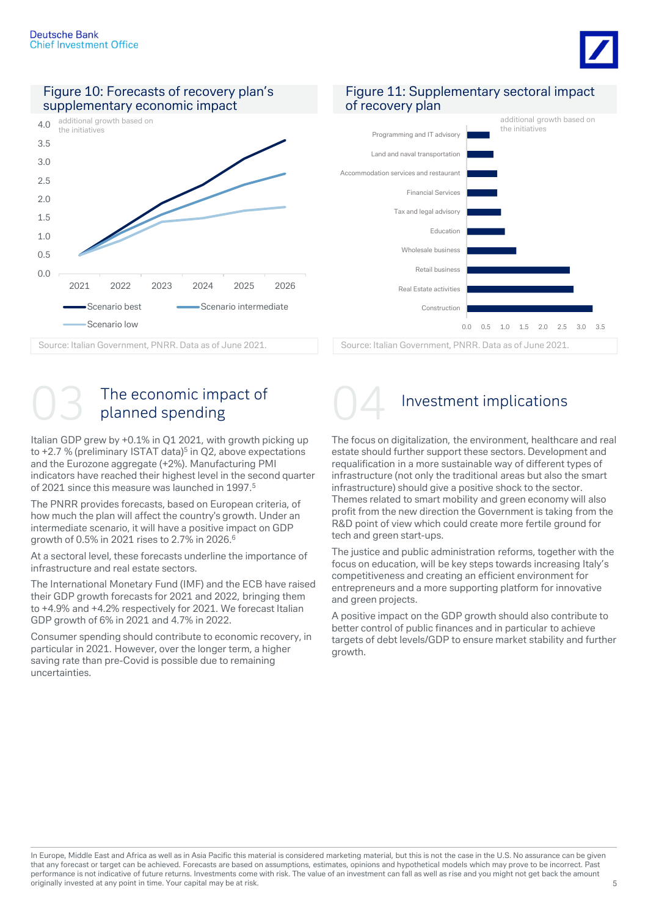## Figure 10: Forecasts of recovery plan's supplementary economic impact

Source: Italian Government, PNRR. Data as of June 2021.

## Figure 11: Supplementary sectoral impact of recovery plan

Source: Italian Government, PNRR. Data as of June 2021.

## 03 The economic impact of planned spending

Italian GDP grew by +0.1% in Q1 2021, with growth picking up to +2.7 % (preliminary ISTAT data)[5] in Q2, above expectations and the Eurozone aggregate (+2%). Manufacturing PMI indicators have reached their highest level in the second quarter of 2021 since this measure was launched in 1997.[5]

The PNRR provides forecasts, based on European criteria, of how much the plan will affect the country's growth. Under an intermediate scenario, it will have a positive impact on GDP growth of 0.5% in 2021 rises to 2.7% in 2026.[6]

At a sectoral level, these forecasts underline the importance of infrastructure and real estate sectors.

The International Monetary Fund (IMF) and the ECB have raised their GDP growth forecasts for 2021 and 2022, bringing them to +4.9% and +4.2% respectively for 2021. We forecast Italian GDP growth of 6% in 2021 and 4.7% in 2022.

Consumer spending should contribute to economic recovery, in particular in 2021. However, over the longer term, a higher saving rate than pre-Covid is possible due to remaining uncertainties.

## 04 Investment implications

The focus on digitalization, the environment, healthcare and real estate should further support these sectors. Development and requalification in a more sustainable way of different types of infrastructure (not only the traditional areas but also the smart infrastructure) should give a positive shock to the sector. Themes related to smart mobility and green economy will also profit from the new direction the Government is taking from the R&D point of view which could create more fertile ground for tech and green start-ups.

The justice and public administration reforms, together with the focus on education, will be key steps towards increasing Italy's competitiveness and creating an efficient environment for entrepreneurs and a more supporting platform for innovative and green projects.

A positive impact on the GDP growth should also contribute to better control of public finances and in particular to achieve targets of debt levels/GDP to ensure market stability and further growth.

In Europe, Middle East and Africa as well as in Asia Pacific this material is considered marketing material, but this is not the case in the U.S. No assurance can be given that any forecast or target can be achieved. Forecasts are based on assumptions, estimates, opinions and hypothetical models which may prove to be incorrect. Past performance is not indicative of future returns. Investments come with risk. The value of an investment can fall as well as rise and you might not get back the amount originally invested at any point in time. Your capital may be at risk.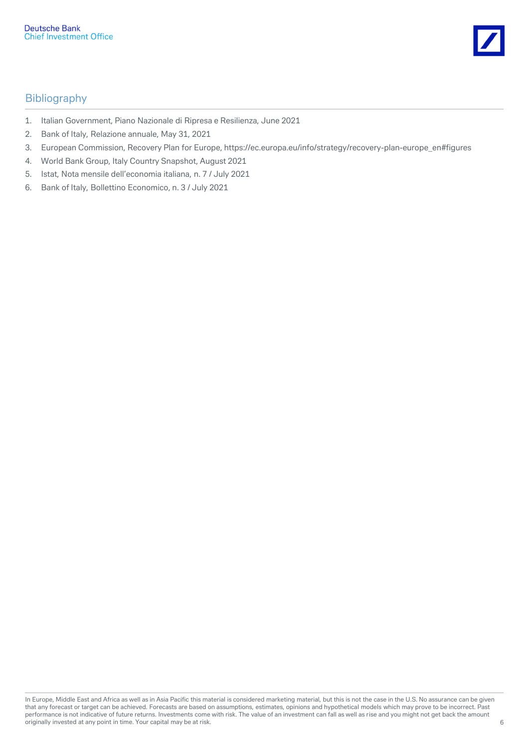## Bibliography

1. Italian Government, Piano Nazionale di Ripresa e Resilienza, June 2021
2. Bank of Italy, Relazione annuale, May 31, 2021
3. European Commission, Recovery Plan for Europe, https://ec.europa.eu/info/strategy/recovery-plan-europe_en#figures
4. World Bank Group, Italy Country Snapshot, August 2021
5. Istat, Nota mensile dell'economia italiana, n. 7 / July 2021
6. Bank of Italy, Bollettino Economico, n. 3 / July 2021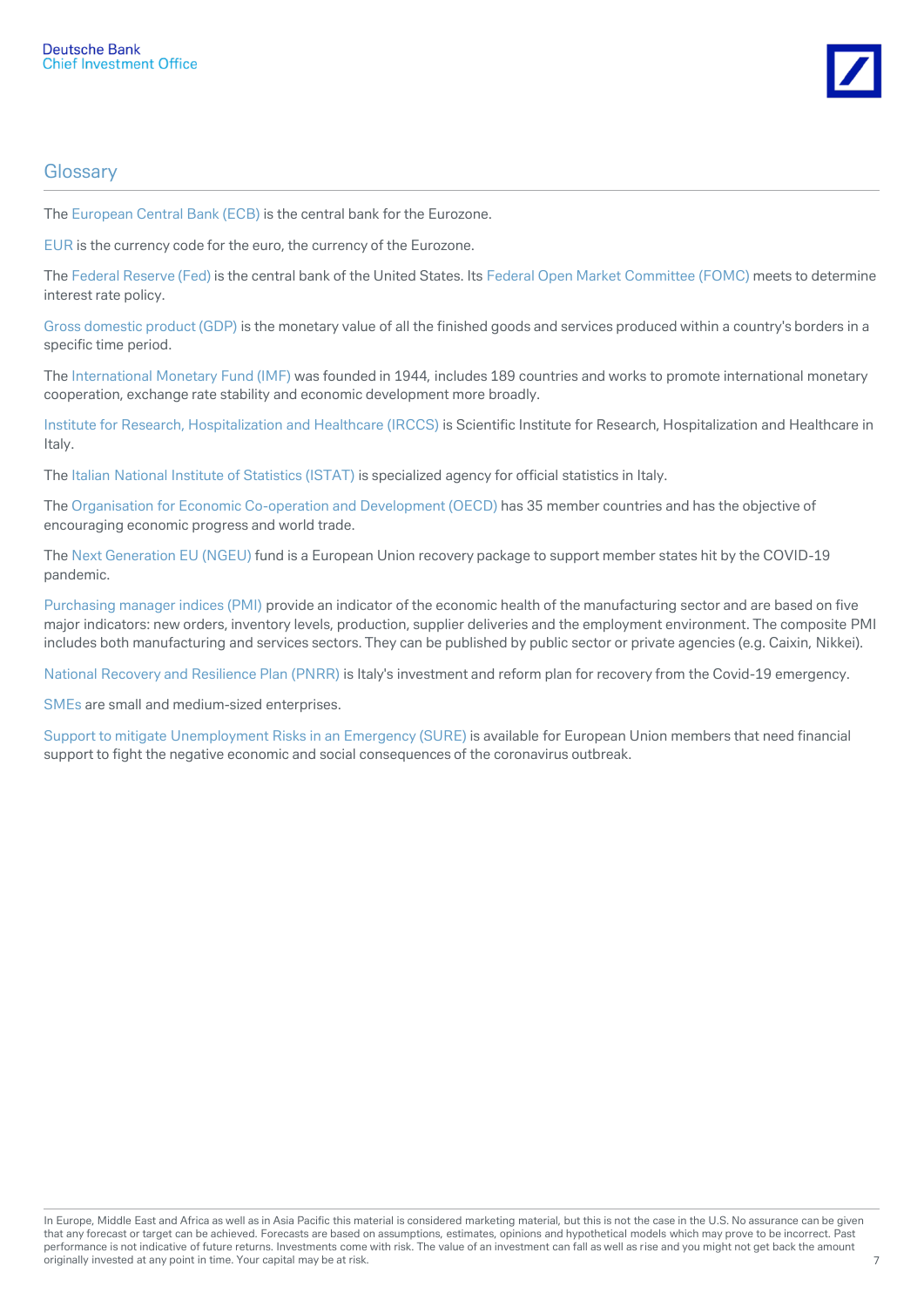## Glossary

The European Central Bank (ECB) is the central bank for the Eurozone.

EUR is the currency code for the euro, the currency of the Eurozone.

The Federal Reserve (Fed) is the central bank of the United States. Its Federal Open Market Committee (FOMC) meets to determine interest rate policy.

Gross domestic product (GDP) is the monetary value of all the finished goods and services produced within a country's borders in a specific time period.

The International Monetary Fund (IMF) was founded in 1944, includes 189 countries and works to promote international monetary cooperation, exchange rate stability and economic development more broadly.

Institute for Research, Hospitalization and Healthcare (IRCCS) is Scientific Institute for Research, Hospitalization and Healthcare in Italy.

The Italian National Institute of Statistics (ISTAT) is specialized agency for official statistics in Italy.

The Organisation for Economic Co-operation and Development (OECD) has 35 member countries and has the objective of encouraging economic progress and world trade.

The Next Generation EU (NGEU) fund is a European Union recovery package to support member states hit by the COVID-19 pandemic.

Purchasing manager indices (PMI) provide an indicator of the economic health of the manufacturing sector and are based on five major indicators: new orders, inventory levels, production, supplier deliveries and the employment environment. The composite PMI includes both manufacturing and services sectors. They can be published by public sector or private agencies (e.g. Caixin, Nikkei).

National Recovery and Resilience Plan (PNRR) is Italy's investment and reform plan for recovery from the Covid-19 emergency.

SMEs are small and medium-sized enterprises.

Support to mitigate Unemployment Risks in an Emergency (SURE) is available for European Union members that need financial support to fight the negative economic and social consequences of the coronavirus outbreak.

In Europe, Middle East and Africa as well as in Asia Pacific this material is considered marketing material, but this is not the case in the U.S. No assurance can be given that any forecast or target can be achieved. Forecasts are based on assumptions, estimates, opinions and hypothetical models which may prove to be incorrect. Past performance is not indicative of future returns. Investments come with risk. The value of an investment can fall as well as rise and you might not get back the amount originally invested at any point in time. Your capital may be at risk.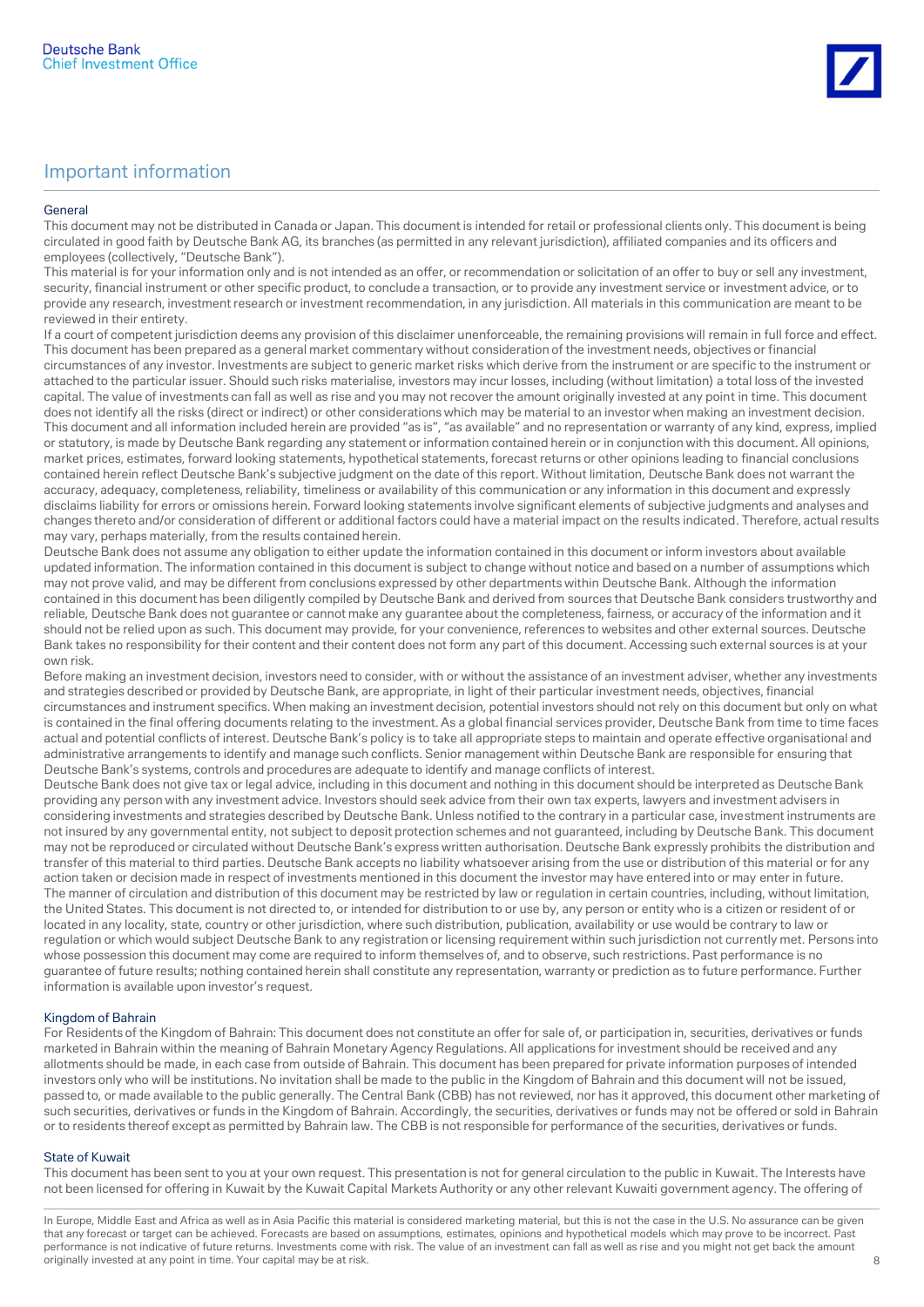## Important information

### General

This document may not be distributed in Canada or Japan. This document is intended for retail or professional clients only. This document is being circulated in good faith by Deutsche Bank AG, its branches (as permitted in any relevant jurisdiction), affiliated companies and its officers and employees (collectively, "Deutsche Bank").

This material is for your information only and is not intended as an offer, or recommendation or solicitation of an offer to buy or sell any investment, security, financial instrument or other specific product, to conclude a transaction, or to provide any investment service or investment advice, or to provide any research, investment research or investment recommendation, in any jurisdiction. All materials in this communication are meant to be reviewed in their entirety.

If a court of competent jurisdiction deems any provision of this disclaimer unenforceable, the remaining provisions will remain in full force and effect. This document has been prepared as a general market commentary without consideration of the investment needs, objectives or financial circumstances of any investor. Investments are subject to generic market risks which derive from the instrument or are specific to the instrument or attached to the particular issuer. Should such risks materialise, investors may incur losses, including (without limitation) a total loss of the invested capital. The value of investments can fall as well as rise and you may not recover the amount originally invested at any point in time. This document does not identify all the risks (direct or indirect) or other considerations which may be material to an investor when making an investment decision. This document and all information included herein are provided "as is", "as available" and no representation or warranty of any kind, express, implied or statutory, is made by Deutsche Bank regarding any statement or information contained herein or in conjunction with this document. All opinions, market prices, estimates, forward looking statements, hypothetical statements, forecast returns or other opinions leading to financial conclusions contained herein reflect Deutsche Bank's subjective judgment on the date of this report. Without limitation, Deutsche Bank does not warrant the accuracy, adequacy, completeness, reliability, timeliness or availability of this communication or any information in this document and expressly disclaims liability for errors or omissions herein. Forward looking statements involve significant elements of subjective judgments and analyses and changes thereto and/or consideration of different or additional factors could have a material impact on the results indicated. Therefore, actual results may vary, perhaps materially, from the results contained herein.

Deutsche Bank does not assume any obligation to either update the information contained in this document or inform investors about available updated information. The information contained in this document is subject to change without notice and based on a number of assumptions which may not prove valid, and may be different from conclusions expressed by other departments within Deutsche Bank. Although the information contained in this document has been diligently compiled by Deutsche Bank and derived from sources that Deutsche Bank considers trustworthy and reliable, Deutsche Bank does not guarantee or cannot make any guarantee about the completeness, fairness, or accuracy of the information and it should not be relied upon as such. This document may provide, for your convenience, references to websites and other external sources. Deutsche Bank takes no responsibility for their content and their content does not form any part of this document. Accessing such external sources is at your own risk.

Before making an investment decision, investors need to consider, with or without the assistance of an investment adviser, whether any investments and strategies described or provided by Deutsche Bank, are appropriate, in light of their particular investment needs, objectives, financial circumstances and instrument specifics. When making an investment decision, potential investors should not rely on this document but only on what is contained in the final offering documents relating to the investment. As a global financial services provider, Deutsche Bank from time to time faces actual and potential conflicts of interest. Deutsche Bank's policy is to take all appropriate steps to maintain and operate effective organisational and administrative arrangements to identify and manage such conflicts. Senior management within Deutsche Bank are responsible for ensuring that Deutsche Bank's systems, controls and procedures are adequate to identify and manage conflicts of interest.

Deutsche Bank does not give tax or legal advice, including in this document and nothing in this document should be interpreted as Deutsche Bank providing any person with any investment advice. Investors should seek advice from their own tax experts, lawyers and investment advisers in considering investments and strategies described by Deutsche Bank. Unless notified to the contrary in a particular case, investment instruments are not insured by any governmental entity, not subject to deposit protection schemes and not guaranteed, including by Deutsche Bank. This document may not be reproduced or circulated without Deutsche Bank's express written authorisation. Deutsche Bank expressly prohibits the distribution and transfer of this material to third parties. Deutsche Bank accepts no liability whatsoever arising from the use or distribution of this material or for any action taken or decision made in respect of investments mentioned in this document the investor may have entered into or may enter in future.

The manner of circulation and distribution of this document may be restricted by law or regulation in certain countries, including, without limitation, the United States. This document is not directed to, or intended for distribution to or use by, any person or entity who is a citizen or resident of or located in any locality, state, country or other jurisdiction, where such distribution, publication, availability or use would be contrary to law or regulation or which would subject Deutsche Bank to any registration or licensing requirement within such jurisdiction not currently met. Persons into whose possession this document may come are required to inform themselves of, and to observe, such restrictions. Past performance is no guarantee of future results; nothing contained herein shall constitute any representation, warranty or prediction as to future performance. Further information is available upon investor's request.

### Kingdom of Bahrain

For Residents of the Kingdom of Bahrain: This document does not constitute an offer for sale of, or participation in, securities, derivatives or funds marketed in Bahrain within the meaning of Bahrain Monetary Agency Regulations. All applications for investment should be received and any allotments should be made, in each case from outside of Bahrain. This document has been prepared for private information purposes of intended investors only who will be institutions. No invitation shall be made to the public in the Kingdom of Bahrain and this document will not be issued, passed to, or made available to the public generally. The Central Bank (CBB) has not reviewed, nor has it approved, this document other marketing of such securities, derivatives or funds in the Kingdom of Bahrain. Accordingly, the securities, derivatives or funds may not be offered or sold in Bahrain or to residents thereof except as permitted by Bahrain law. The CBB is not responsible for performance of the securities, derivatives or funds.

### State of Kuwait

This document has been sent to you at your own request. This presentation is not for general circulation to the public in Kuwait. The Interests have not been licensed for offering in Kuwait by the Kuwait Capital Markets Authority or any other relevant Kuwaiti government agency. The offering of

In Europe, Middle East and Africa as well as in Asia Pacific this material is considered marketing material, but this is not the case in the U.S. No assurance can be given that any forecast or target can be achieved. Forecasts are based on assumptions, estimates, opinions and hypothetical models which may prove to be incorrect. Past performance is not indicative of future returns. Investments come with risk. The value of an investment can fall as well as rise and you might not get back the amount originally invested at any point in time. Your capital may be at risk.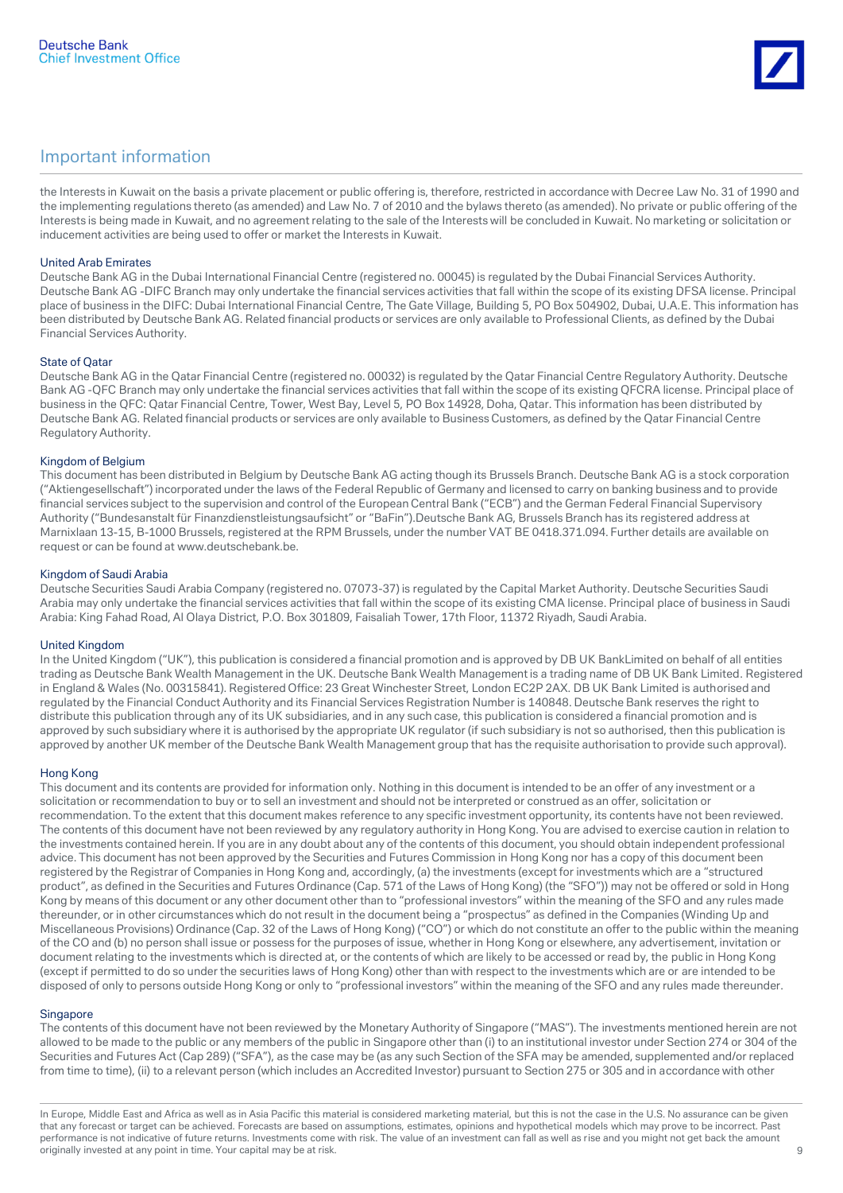## Important information

the Interests in Kuwait on the basis a private placement or public offering is, therefore, restricted in accordance with Decree Law No. 31 of 1990 and the implementing regulations thereto (as amended) and Law No. 7 of 2010 and the bylaws thereto (as amended). No private or public offering of the Interests is being made in Kuwait, and no agreement relating to the sale of the Interests will be concluded in Kuwait. No marketing or solicitation or inducement activities are being used to offer or market the Interests in Kuwait.

### United Arab Emirates

Deutsche Bank AG in the Dubai International Financial Centre (registered no. 00045) is regulated by the Dubai Financial Services Authority. Deutsche Bank AG -DIFC Branch may only undertake the financial services activities that fall within the scope of its existing DFSA license. Principal place of business in the DIFC: Dubai International Financial Centre, The Gate Village, Building 5, PO Box 504902, Dubai, U.A.E. This information has been distributed by Deutsche Bank AG. Related financial products or services are only available to Professional Clients, as defined by the Dubai Financial Services Authority.

### State of Qatar

Deutsche Bank AG in the Qatar Financial Centre (registered no. 00032) is regulated by the Qatar Financial Centre Regulatory Authority. Deutsche Bank AG -QFC Branch may only undertake the financial services activities that fall within the scope of its existing QFCRA license. Principal place of business in the QFC: Qatar Financial Centre, Tower, West Bay, Level 5, PO Box 14928, Doha, Qatar. This information has been distributed by Deutsche Bank AG. Related financial products or services are only available to Business Customers, as defined by the Qatar Financial Centre Regulatory Authority.

### Kingdom of Belgium

This document has been distributed in Belgium by Deutsche Bank AG acting though its Brussels Branch. Deutsche Bank AG is a stock corporation ("Aktiengesellschaft") incorporated under the laws of the Federal Republic of Germany and licensed to carry on banking business and to provide financial services subject to the supervision and control of the European Central Bank ("ECB") and the German Federal Financial Supervisory Authority ("Bundesanstalt für Finanzdienstleistungsaufsicht" or "BaFin").Deutsche Bank AG, Brussels Branch has its registered address at Marnixlaan 13-15, B-1000 Brussels, registered at the RPM Brussels, under the number VAT BE 0418.371.094. Further details are available on request or can be found at www.deutschebank.be.

### Kingdom of Saudi Arabia

Deutsche Securities Saudi Arabia Company (registered no. 07073-37) is regulated by the Capital Market Authority. Deutsche Securities Saudi Arabia may only undertake the financial services activities that fall within the scope of its existing CMA license. Principal place of business in Saudi Arabia: King Fahad Road, Al Olaya District, P.O. Box 301809, Faisaliah Tower, 17th Floor, 11372 Riyadh, Saudi Arabia.

### United Kingdom

In the United Kingdom ("UK"), this publication is considered a financial promotion and is approved by DB UK BankLimited on behalf of all entities trading as Deutsche Bank Wealth Management in the UK. Deutsche Bank Wealth Management is a trading name of DB UK Bank Limited. Registered in England & Wales (No. 00315841). Registered Office: 23 Great Winchester Street, London EC2P 2AX. DB UK Bank Limited is authorised and regulated by the Financial Conduct Authority and its Financial Services Registration Number is 140848. Deutsche Bank reserves the right to distribute this publication through any of its UK subsidiaries, and in any such case, this publication is considered a financial promotion and is approved by such subsidiary where it is authorised by the appropriate UK regulator (if such subsidiary is not so authorised, then this publication is approved by another UK member of the Deutsche Bank Wealth Management group that has the requisite authorisation to provide such approval).

### Hong Kong

This document and its contents are provided for information only. Nothing in this document is intended to be an offer of any investment or a solicitation or recommendation to buy or to sell an investment and should not be interpreted or construed as an offer, solicitation or recommendation. To the extent that this document makes reference to any specific investment opportunity, its contents have not been reviewed. The contents of this document have not been reviewed by any regulatory authority in Hong Kong. You are advised to exercise caution in relation to the investments contained herein. If you are in any doubt about any of the contents of this document, you should obtain independent professional advice. This document has not been approved by the Securities and Futures Commission in Hong Kong nor has a copy of this document been registered by the Registrar of Companies in Hong Kong and, accordingly, (a) the investments (except for investments which are a "structured product", as defined in the Securities and Futures Ordinance (Cap. 571 of the Laws of Hong Kong) (the "SFO")) may not be offered or sold in Hong Kong by means of this document or any other document other than to "professional investors" within the meaning of the SFO and any rules made thereunder, or in other circumstances which do not result in the document being a "prospectus" as defined in the Companies (Winding Up and Miscellaneous Provisions) Ordinance (Cap. 32 of the Laws of Hong Kong) ("CO") or which do not constitute an offer to the public within the meaning of the CO and (b) no person shall issue or possess for the purposes of issue, whether in Hong Kong or elsewhere, any advertisement, invitation or document relating to the investments which is directed at, or the contents of which are likely to be accessed or read by, the public in Hong Kong (except if permitted to do so under the securities laws of Hong Kong) other than with respect to the investments which are or are intended to be disposed of only to persons outside Hong Kong or only to "professional investors" within the meaning of the SFO and any rules made thereunder.

### Singapore

The contents of this document have not been reviewed by the Monetary Authority of Singapore ("MAS"). The investments mentioned herein are not allowed to be made to the public or any members of the public in Singapore other than (i) to an institutional investor under Section 274 or 304 of the Securities and Futures Act (Cap 289) ("SFA"), as the case may be (as any such Section of the SFA may be amended, supplemented and/or replaced from time to time), (ii) to a relevant person (which includes an Accredited Investor) pursuant to Section 275 or 305 and in accordance with other

In Europe, Middle East and Africa as well as in Asia Pacific this material is considered marketing material, but this is not the case in the U.S. No assurance can be given that any forecast or target can be achieved. Forecasts are based on assumptions, estimates, opinions and hypothetical models which may prove to be incorrect. Past performance is not indicative of future returns. Investments come with risk. The value of an investment can fall as well as rise and you might not get back the amount originally invested at any point in time. Your capital may be at risk.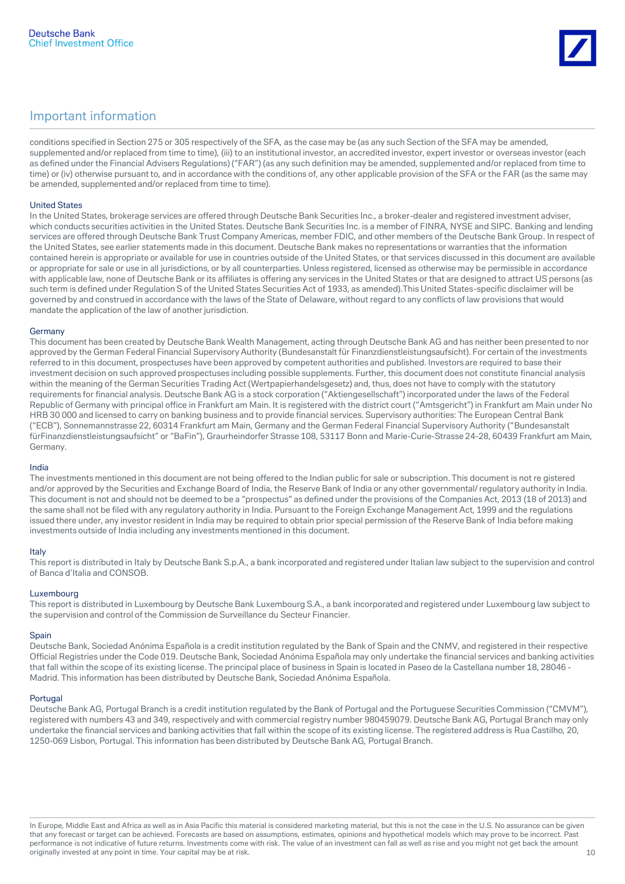## Important information

conditions specified in Section 275 or 305 respectively of the SFA, as the case may be (as any such Section of the SFA may be amended, supplemented and/or replaced from time to time), (iii) to an institutional investor, an accredited investor, expert investor or overseas investor (each as defined under the Financial Advisers Regulations) ("FAR") (as any such definition may be amended, supplemented and/or replaced from time to time) or (iv) otherwise pursuant to, and in accordance with the conditions of, any other applicable provision of the SFA or the FAR (as the same may be amended, supplemented and/or replaced from time to time).

### United States

In the United States, brokerage services are offered through Deutsche Bank Securities Inc., a broker-dealer and registered investment adviser, which conducts securities activities in the United States. Deutsche Bank Securities Inc. is a member of FINRA, NYSE and SIPC. Banking and lending services are offered through Deutsche Bank Trust Company Americas, member FDIC, and other members of the Deutsche Bank Group. In respect of the United States, see earlier statements made in this document. Deutsche Bank makes no representations or warranties that the information contained herein is appropriate or available for use in countries outside of the United States, or that services discussed in this document are available or appropriate for sale or use in all jurisdictions, or by all counterparties. Unless registered, licensed as otherwise may be permissible in accordance with applicable law, none of Deutsche Bank or its affiliates is offering any services in the United States or that are designed to attract US persons (as such term is defined under Regulation S of the United States Securities Act of 1933, as amended).This United States-specific disclaimer will be governed by and construed in accordance with the laws of the State of Delaware, without regard to any conflicts of law provisions that would mandate the application of the law of another jurisdiction.

### Germany

This document has been created by Deutsche Bank Wealth Management, acting through Deutsche Bank AG and has neither been presented to nor approved by the German Federal Financial Supervisory Authority (Bundesanstalt für Finanzdienstleistungsaufsicht). For certain of the investments referred to in this document, prospectuses have been approved by competent authorities and published. Investors are required to base their investment decision on such approved prospectuses including possible supplements. Further, this document does not constitute financial analysis within the meaning of the German Securities Trading Act (Wertpapierhandelsgesetz) and, thus, does not have to comply with the statutory requirements for financial analysis. Deutsche Bank AG is a stock corporation ("Aktiengesellschaft") incorporated under the laws of the Federal Republic of Germany with principal office in Frankfurt am Main. It is registered with the district court ("Amtsgericht") in Frankfurt am Main under No HRB 30 000 and licensed to carry on banking business and to provide financial services. Supervisory authorities: The European Central Bank ("ECB"), Sonnemannstrasse 22, 60314 Frankfurt am Main, Germany and the German Federal Financial Supervisory Authority ("Bundesanstalt fürFinanzdienstleistungsaufsicht" or "BaFin"), Graurheindorfer Strasse 108, 53117 Bonn and Marie-Curie-Strasse 24-28, 60439 Frankfurt am Main, Germany.

### India

The investments mentioned in this document are not being offered to the Indian public for sale or subscription. This document is not re gistered and/or approved by the Securities and Exchange Board of India, the Reserve Bank of India or any other governmental/ regulatory authority in India. This document is not and should not be deemed to be a "prospectus" as defined under the provisions of the Companies Act, 2013 (18 of 2013) and the same shall not be filed with any regulatory authority in India. Pursuant to the Foreign Exchange Management Act, 1999 and the regulations issued there under, any investor resident in India may be required to obtain prior special permission of the Reserve Bank of India before making investments outside of India including any investments mentioned in this document.

### Italy

This report is distributed in Italy by Deutsche Bank S.p.A., a bank incorporated and registered under Italian law subject to the supervision and control of Banca d'Italia and CONSOB.

### Luxembourg

This report is distributed in Luxembourg by Deutsche Bank Luxembourg S.A., a bank incorporated and registered under Luxembourg law subject to the supervision and control of the Commission de Surveillance du Secteur Financier.

### Spain

Deutsche Bank, Sociedad Anónima Española is a credit institution regulated by the Bank of Spain and the CNMV, and registered in their respective Official Registries under the Code 019. Deutsche Bank, Sociedad Anónima Española may only undertake the financial services and banking activities that fall within the scope of its existing license. The principal place of business in Spain is located in Paseo de la Castellana number 18, 28046 - Madrid. This information has been distributed by Deutsche Bank, Sociedad Anónima Española.

### Portugal

Deutsche Bank AG, Portugal Branch is a credit institution regulated by the Bank of Portugal and the Portuguese Securities Commission ("CMVM"), registered with numbers 43 and 349, respectively and with commercial registry number 980459079. Deutsche Bank AG, Portugal Branch may only undertake the financial services and banking activities that fall within the scope of its existing license. The registered address is Rua Castilho, 20, 1250-069 Lisbon, Portugal. This information has been distributed by Deutsche Bank AG, Portugal Branch.

In Europe, Middle East and Africa as well as in Asia Pacific this material is considered marketing material, but this is not the case in the U.S. No assurance can be given that any forecast or target can be achieved. Forecasts are based on assumptions, estimates, opinions and hypothetical models which may prove to be incorrect. Past performance is not indicative of future returns. Investments come with risk. The value of an investment can fall as well as rise and you might not get back the amount originally invested at any point in time. Your capital may be at risk.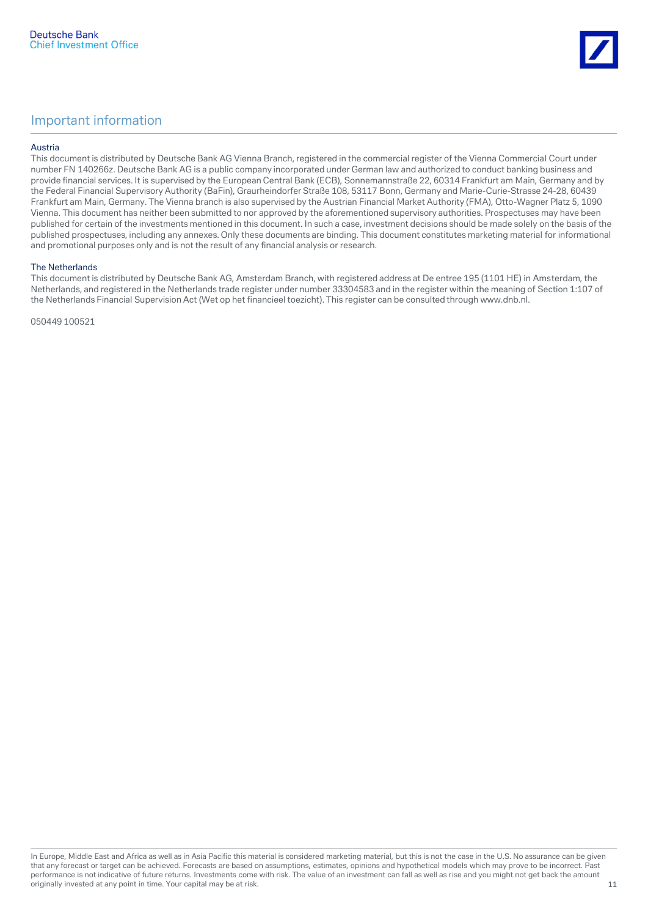## Important information

### Austria

This document is distributed by Deutsche Bank AG Vienna Branch, registered in the commercial register of the Vienna Commercial Court under number FN 140266z. Deutsche Bank AG is a public company incorporated under German law and authorized to conduct banking business and provide financial services. It is supervised by the European Central Bank (ECB), Sonnemannstraße 22, 60314 Frankfurt am Main, Germany and by the Federal Financial Supervisory Authority (BaFin), Graurheindorfer Straße 108, 53117 Bonn, Germany and Marie-Curie-Strasse 24-28, 60439 Frankfurt am Main, Germany. The Vienna branch is also supervised by the Austrian Financial Market Authority (FMA), Otto-Wagner Platz 5, 1090 Vienna. This document has neither been submitted to nor approved by the aforementioned supervisory authorities. Prospectuses may have been published for certain of the investments mentioned in this document. In such a case, investment decisions should be made solely on the basis of the published prospectuses, including any annexes. Only these documents are binding. This document constitutes marketing material for informational and promotional purposes only and is not the result of any financial analysis or research.

### The Netherlands

This document is distributed by Deutsche Bank AG, Amsterdam Branch, with registered address at De entree 195 (1101 HE) in Amsterdam, the Netherlands, and registered in the Netherlands trade register under number 33304583 and in the register within the meaning of Section 1:107 of the Netherlands Financial Supervision Act (Wet op het financieel toezicht). This register can be consulted through www.dnb.nl.

050449 100521

In Europe, Middle East and Africa as well as in Asia Pacific this material is considered marketing material, but this is not the case in the U.S. No assurance can be given that any forecast or target can be achieved. Forecasts are based on assumptions, estimates, opinions and hypothetical models which may prove to be incorrect. Past performance is not indicative of future returns. Investments come with risk. The value of an investment can fall as well as rise and you might not get back the amount originally invested at any point in time. Your capital may be at risk.